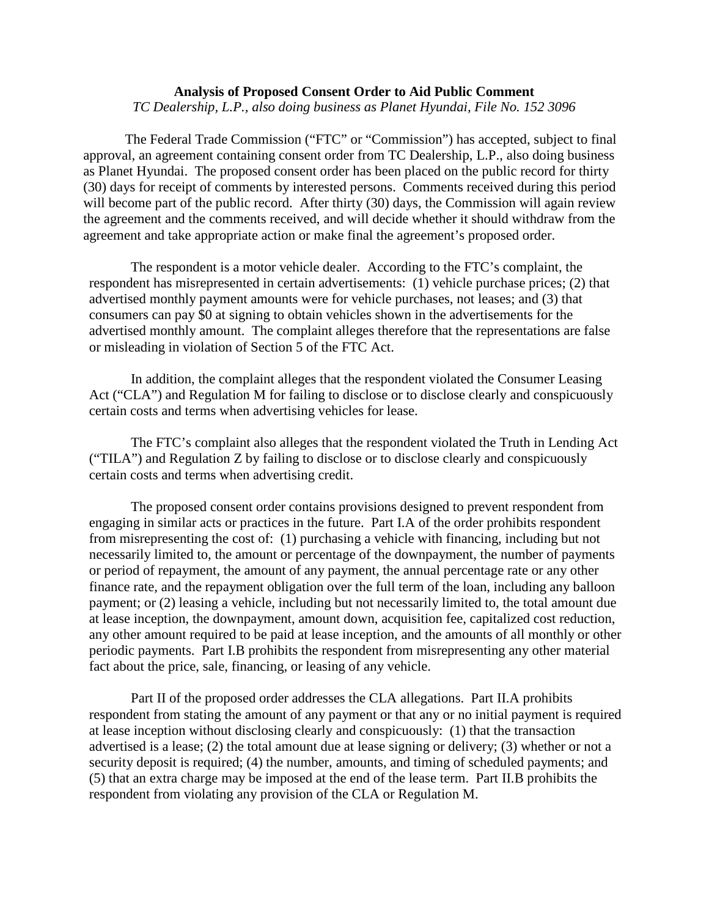**Analysis of Proposed Consent Order to Aid Public Comment**

*TC Dealership, L.P., also doing business as Planet Hyundai, File No. 152 3096*

The Federal Trade Commission ("FTC" or "Commission") has accepted, subject to final approval, an agreement containing consent order from TC Dealership, L.P., also doing business as Planet Hyundai. The proposed consent order has been placed on the public record for thirty (30) days for receipt of comments by interested persons. Comments received during this period will become part of the public record. After thirty (30) days, the Commission will again review the agreement and the comments received, and will decide whether it should withdraw from the agreement and take appropriate action or make final the agreement's proposed order.

The respondent is a motor vehicle dealer. According to the FTC's complaint, the respondent has misrepresented in certain advertisements: (1) vehicle purchase prices; (2) that advertised monthly payment amounts were for vehicle purchases, not leases; and (3) that consumers can pay $0 at signing to obtain vehicles shown in the advertisements for the advertised monthly amount. The complaint alleges therefore that the representations are false or misleading in violation of Section 5 of the FTC Act.

In addition, the complaint alleges that the respondent violated the Consumer Leasing Act ("CLA") and Regulation M for failing to disclose or to disclose clearly and conspicuously certain costs and terms when advertising vehicles for lease.

The FTC's complaint also alleges that the respondent violated the Truth in Lending Act ("TILA") and Regulation Z by failing to disclose or to disclose clearly and conspicuously certain costs and terms when advertising credit.

The proposed consent order contains provisions designed to prevent respondent from engaging in similar acts or practices in the future. Part I.A of the order prohibits respondent from misrepresenting the cost of: (1) purchasing a vehicle with financing, including but not necessarily limited to, the amount or percentage of the downpayment, the number of payments or period of repayment, the amount of any payment, the annual percentage rate or any other finance rate, and the repayment obligation over the full term of the loan, including any balloon payment; or (2) leasing a vehicle, including but not necessarily limited to, the total amount due at lease inception, the downpayment, amount down, acquisition fee, capitalized cost reduction, any other amount required to be paid at lease inception, and the amounts of all monthly or other periodic payments. Part I.B prohibits the respondent from misrepresenting any other material fact about the price, sale, financing, or leasing of any vehicle.

Part II of the proposed order addresses the CLA allegations. Part II.A prohibits respondent from stating the amount of any payment or that any or no initial payment is required at lease inception without disclosing clearly and conspicuously: (1) that the transaction advertised is a lease; (2) the total amount due at lease signing or delivery; (3) whether or not a security deposit is required; (4) the number, amounts, and timing of scheduled payments; and (5) that an extra charge may be imposed at the end of the lease term. Part II.B prohibits the respondent from violating any provision of the CLA or Regulation M.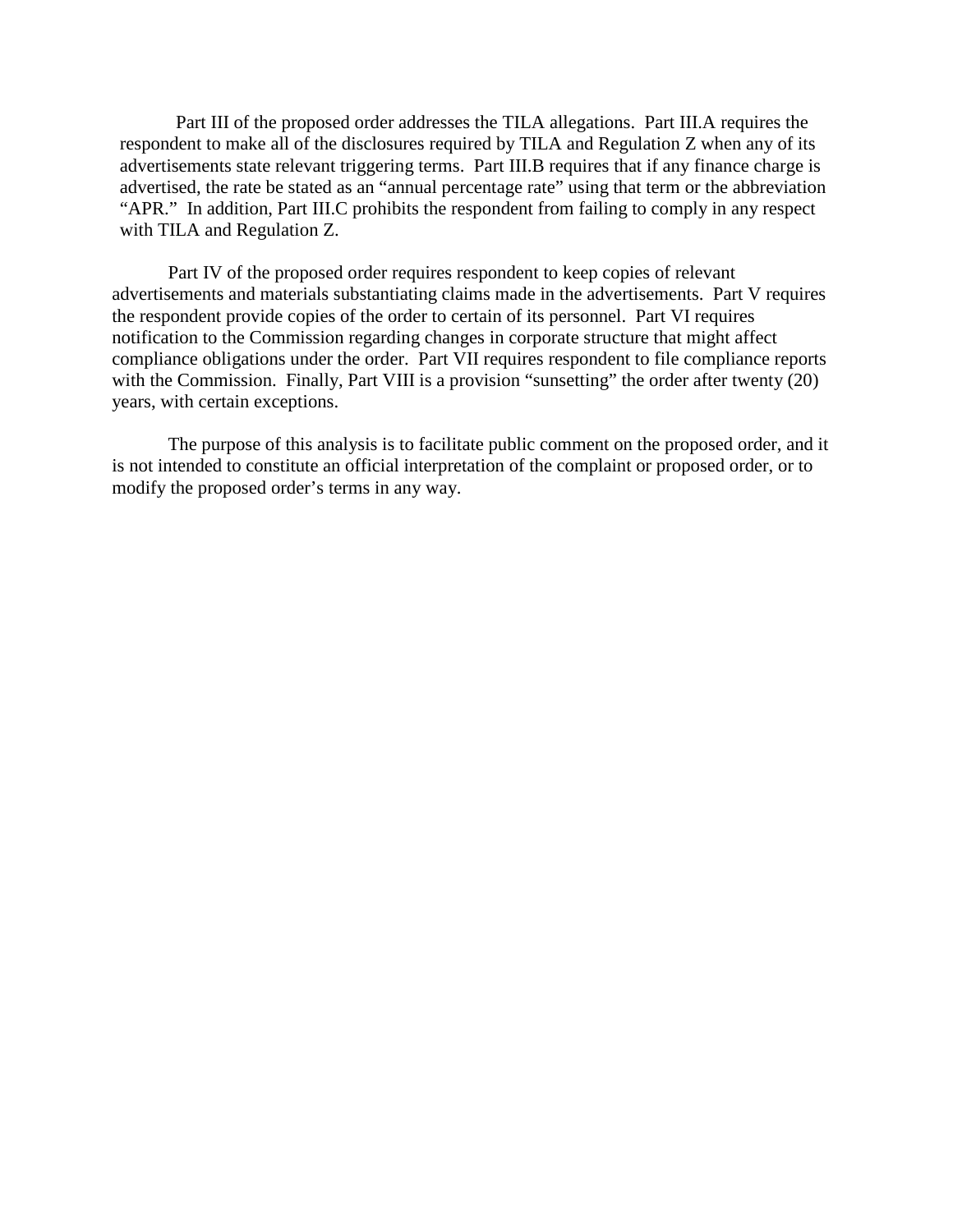Part III of the proposed order addresses the TILA allegations. Part III.A requires the respondent to make all of the disclosures required by TILA and Regulation Z when any of its advertisements state relevant triggering terms. Part III.B requires that if any finance charge is advertised, the rate be stated as an "annual percentage rate" using that term or the abbreviation "APR." In addition, Part III.C prohibits the respondent from failing to comply in any respect with TILA and Regulation Z.

Part IV of the proposed order requires respondent to keep copies of relevant advertisements and materials substantiating claims made in the advertisements. Part V requires the respondent provide copies of the order to certain of its personnel. Part VI requires notification to the Commission regarding changes in corporate structure that might affect compliance obligations under the order. Part VII requires respondent to file compliance reports with the Commission. Finally, Part VIII is a provision "sunsetting" the order after twenty (20) years, with certain exceptions.

The purpose of this analysis is to facilitate public comment on the proposed order, and it is not intended to constitute an official interpretation of the complaint or proposed order, or to modify the proposed order's terms in any way.